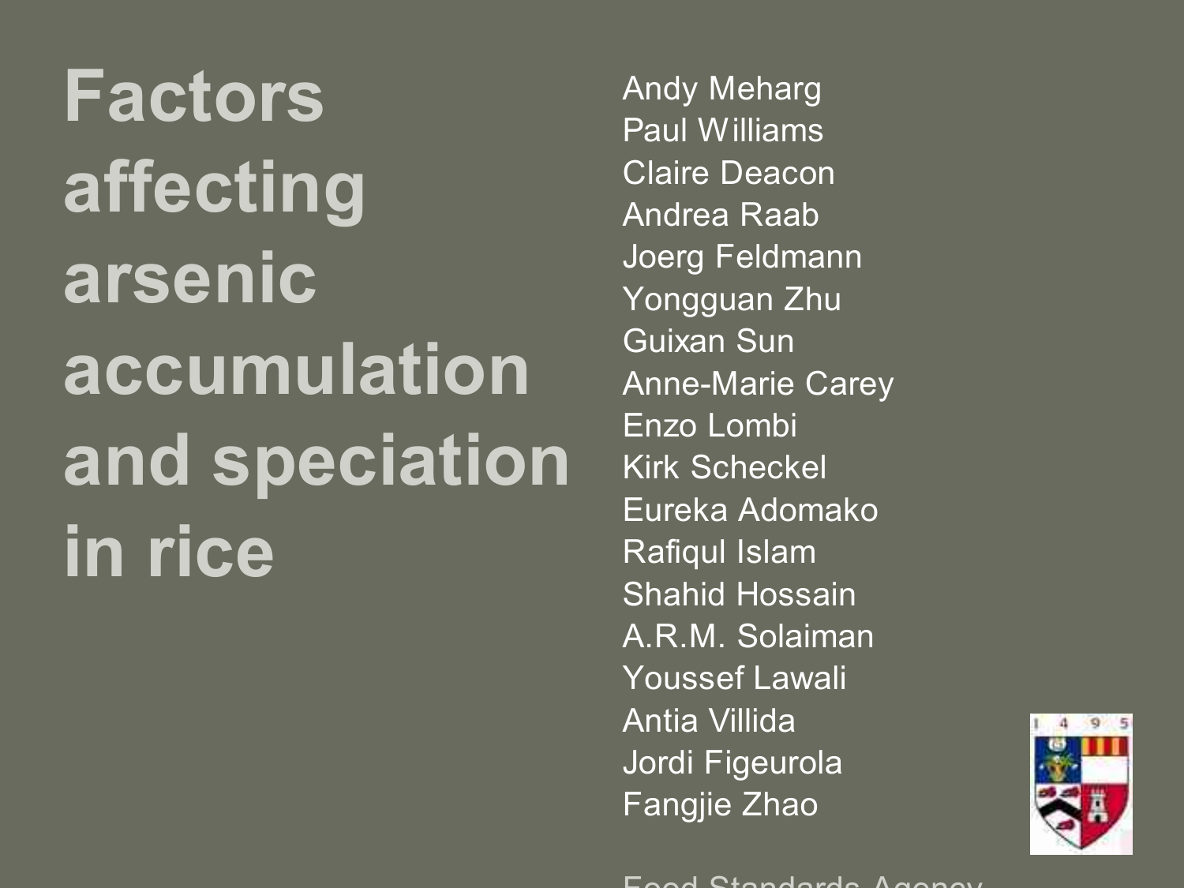# Factors affecting arsenic accumulation and speciation in rice

Andy Meharg
Paul Williams
Claire Deacon
Andrea Raab
Joerg Feldmann
Yongguan Zhu
Guixan Sun
Anne-Marie Carey
Enzo Lombi
Kirk Scheckel
Eureka Adomako
Rafiqul Islam
Shahid Hossain
A.R.M. Solaiman
Youssef Lawali
Antia Villida
Jordi Figeurola
Fangjie Zhao

Food Standards Agency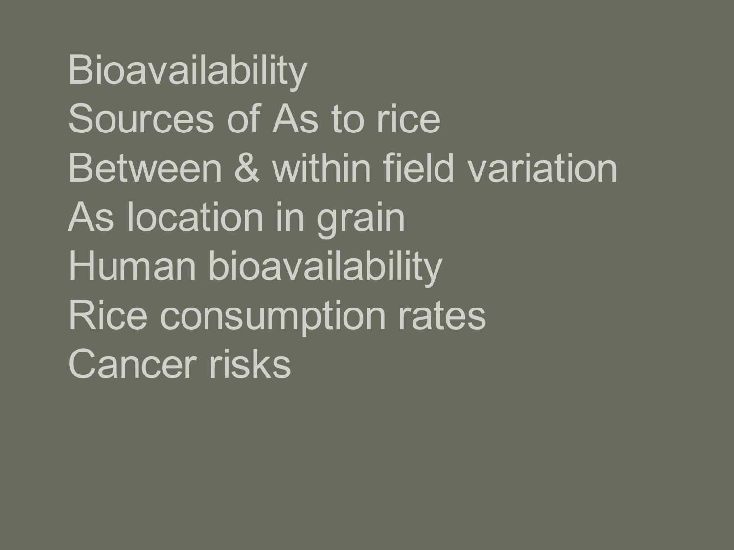Bioavailability
Sources of As to rice
Between & within field variation
As location in grain
Human bioavailability
Rice consumption rates
Cancer risks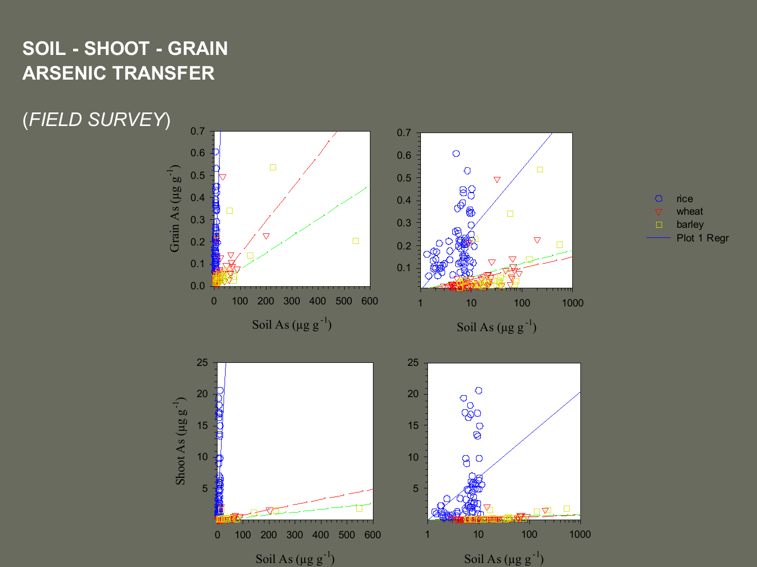# SOIL - SHOOT - GRAIN ARSENIC TRANSFER

(*FIELD SURVEY*)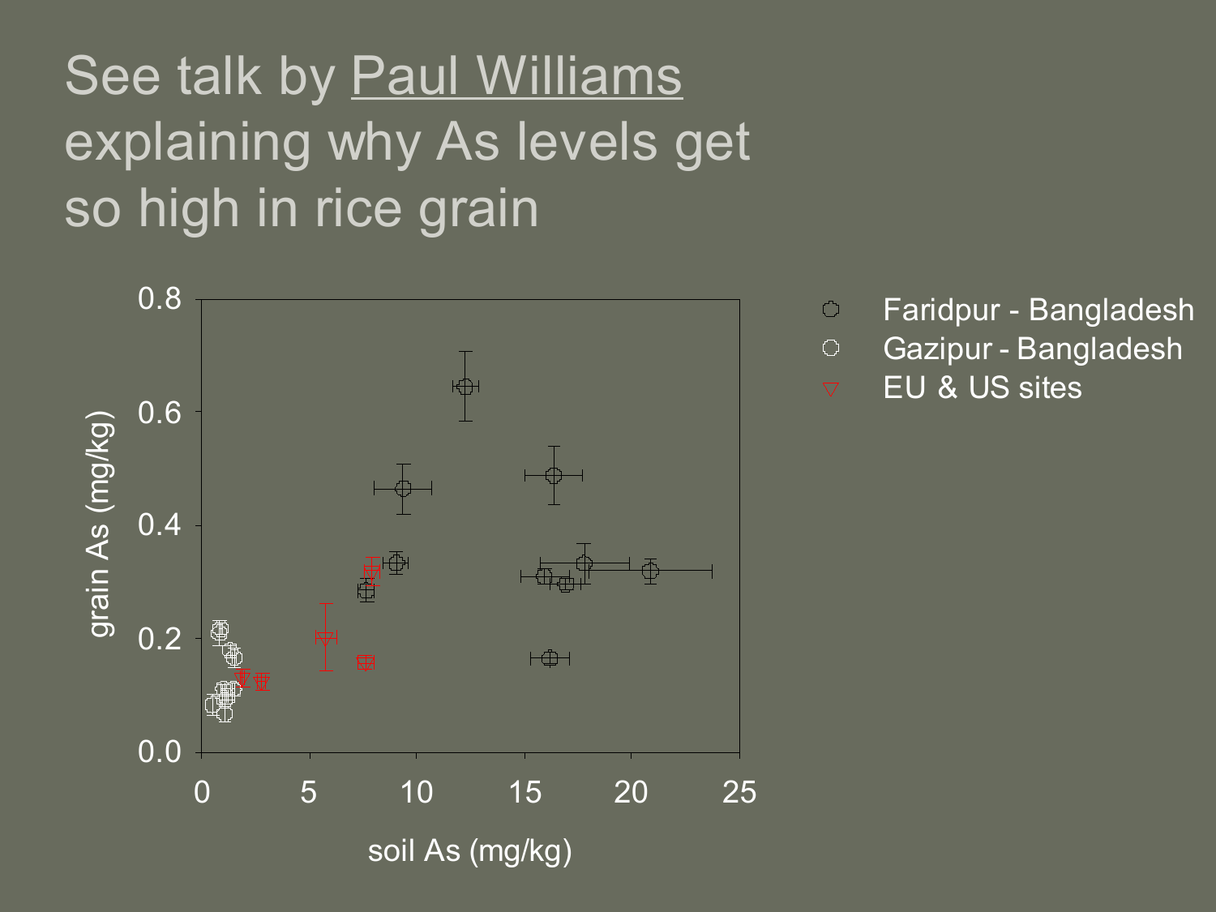# See talk by Paul Williams explaining why As levels get so high in rice grain

grain As (mg/kg)

0.8

0.6

0.4

0.2

0.0

0 5 10 15 20 25

soil As (mg/kg)

- Faridpur - Bangladesh
- Gazipur - Bangladesh
- EU & US sites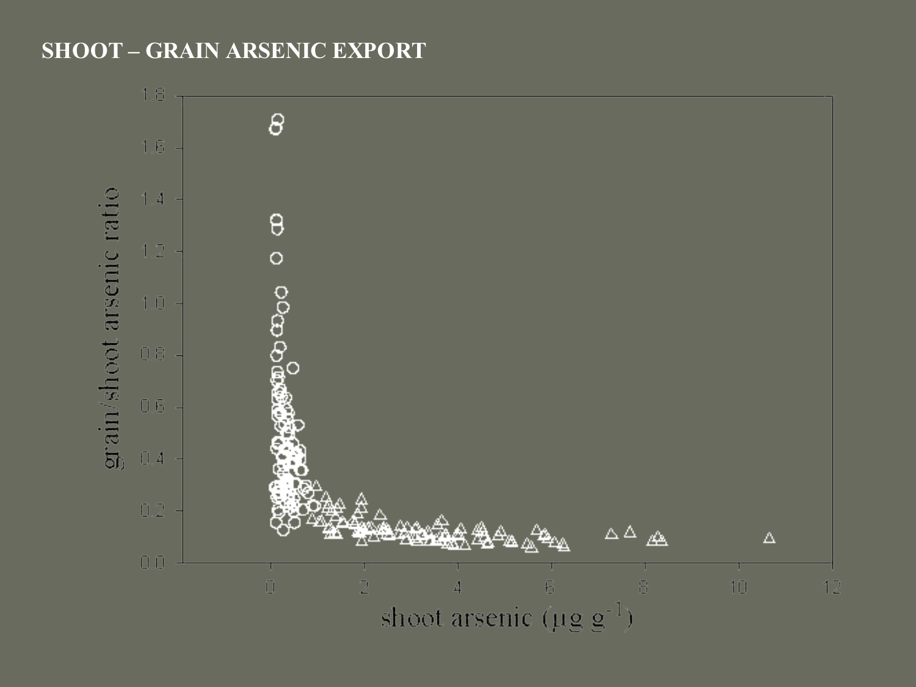# SHOOT – GRAIN ARSENIC EXPORT

grain/shoot arsenic ratio

shoot arsenic ($\mu g\ g^{-1}$)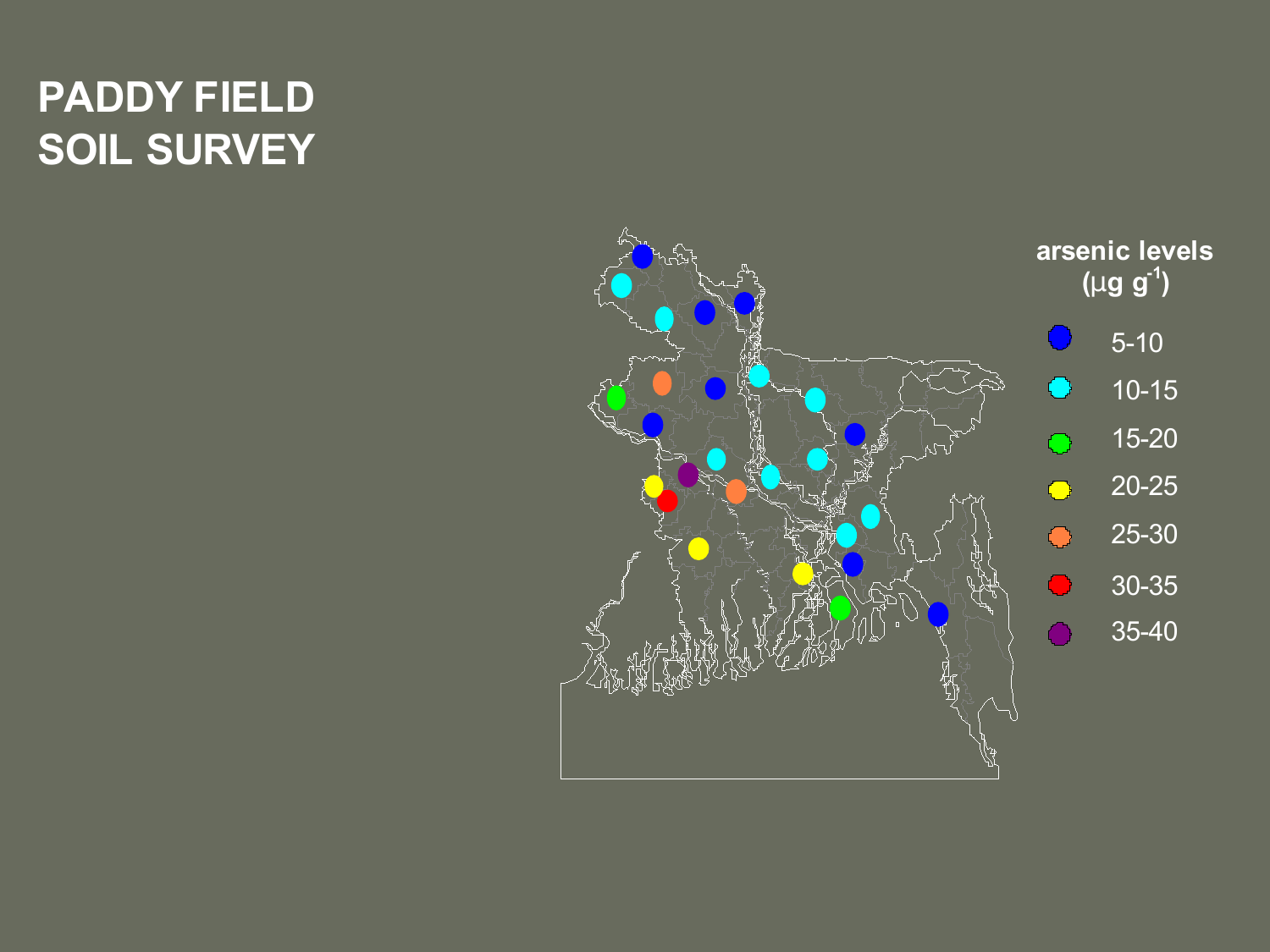# PADDY FIELD SOIL SURVEY

**arsenic levels ($\mu g\ g^{-1}$)**

- 5-10
- 10-15
- 15-20
- 20-25
- 25-30
- 30-35
- 35-40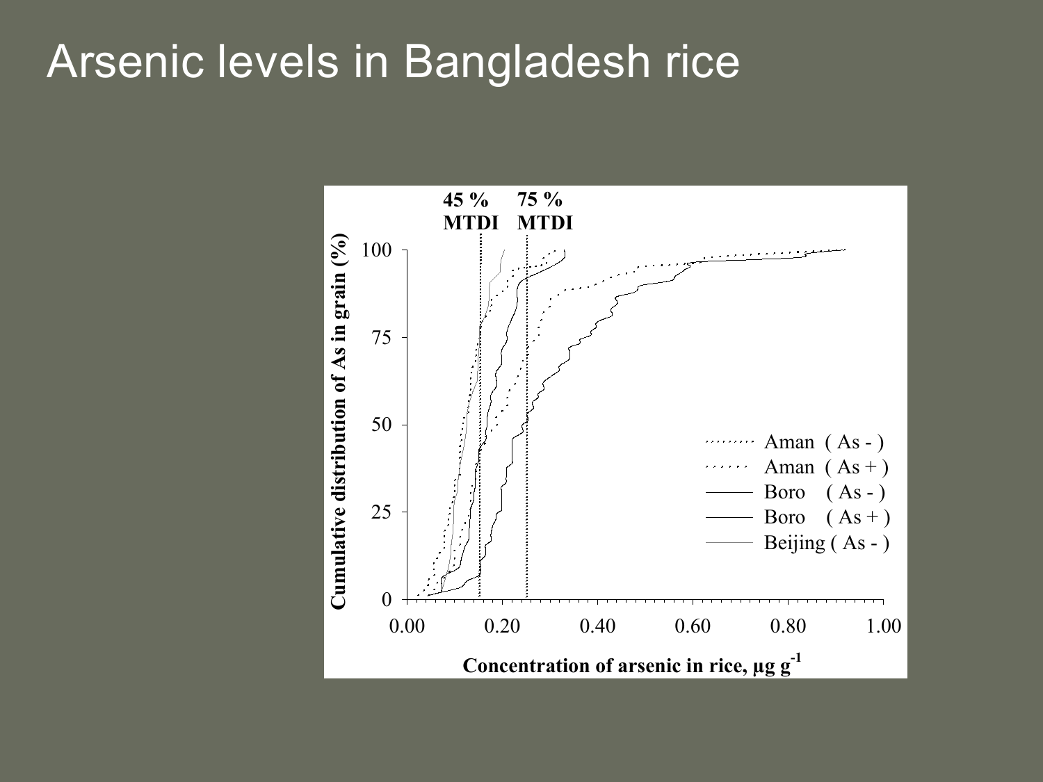# Arsenic levels in Bangladesh rice

45 % MTDI

75 % MTDI

Cumulative distribution of As in grain (%)

Concentration of arsenic in rice, $\mu g\ g^{-1}$

Aman ( As - )

Aman ( As + )

Boro ( As - )

Boro ( As + )

Beijing ( As - )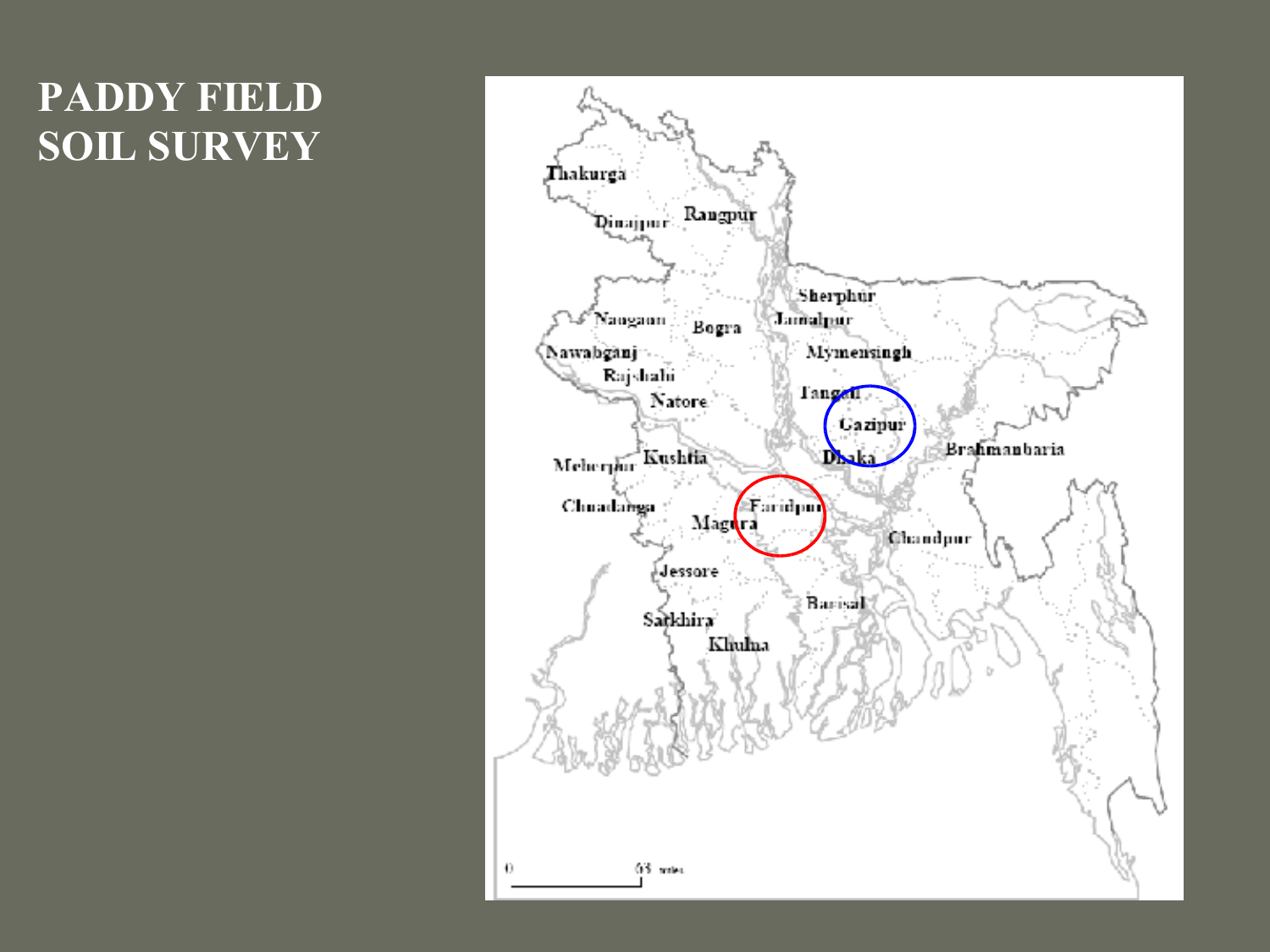# PADDY FIELD SOIL SURVEY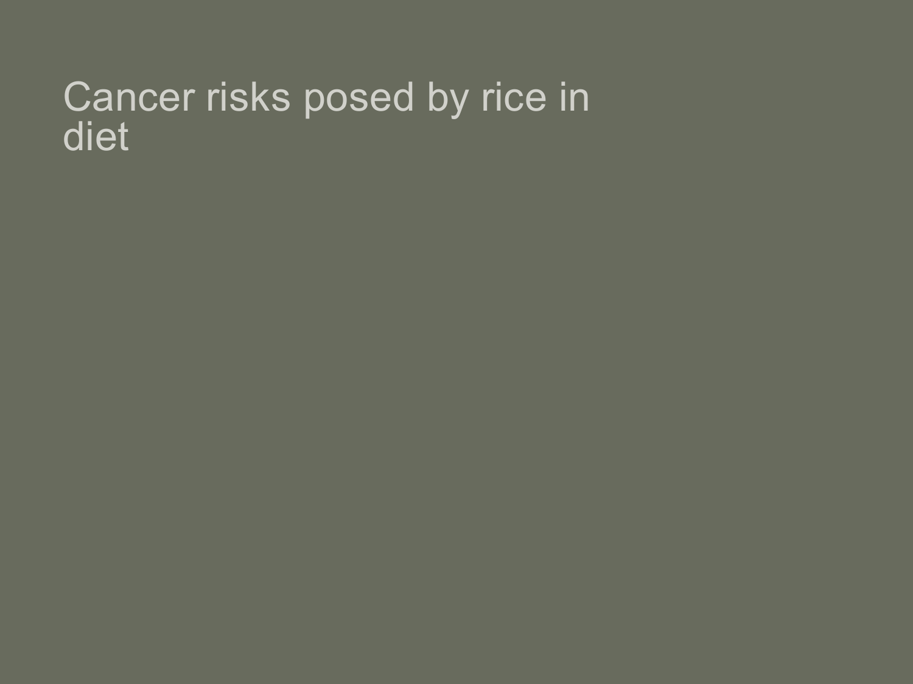# Cancer risks posed by rice in diet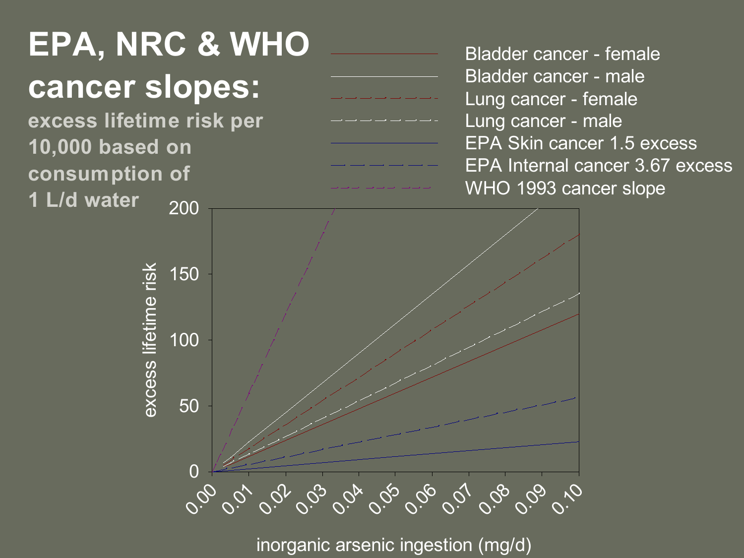# EPA, NRC & WHO cancer slopes:

**excess lifetime risk per 10,000 based on consumption of 1 L/d water**

- Bladder cancer - female
- Bladder cancer - male
- Lung cancer - female
- Lung cancer - male
- EPA Skin cancer 1.5 excess
- EPA Internal cancer 3.67 excess
- WHO 1993 cancer slope

excess lifetime risk

0 50 100 150 200

0.00 0.01 0.02 0.03 0.04 0.05 0.06 0.07 0.08 0.09 0.10

inorganic arsenic ingestion (mg/d)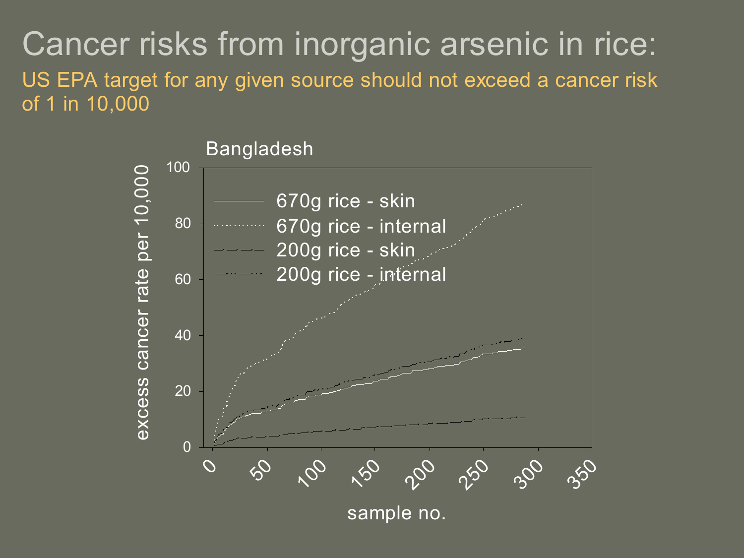# Cancer risks from inorganic arsenic in rice:

US EPA target for any given source should not exceed a cancer risk of 1 in 10,000

Bangladesh

- 670g rice - skin
- 670g rice - internal
- 200g rice - skin
- 200g rice - internal

excess cancer rate per 10,000

sample no.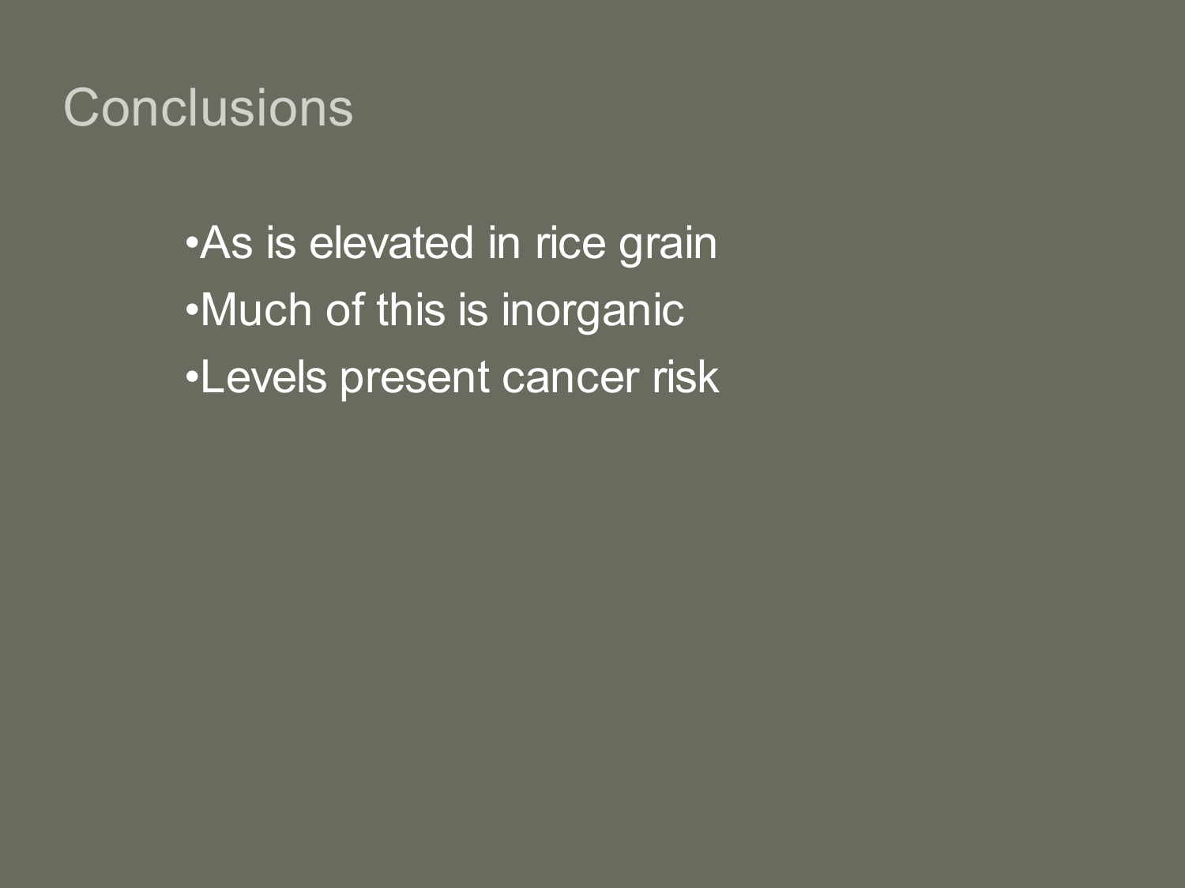# Conclusions

- As is elevated in rice grain
- Much of this is inorganic
- Levels present cancer risk